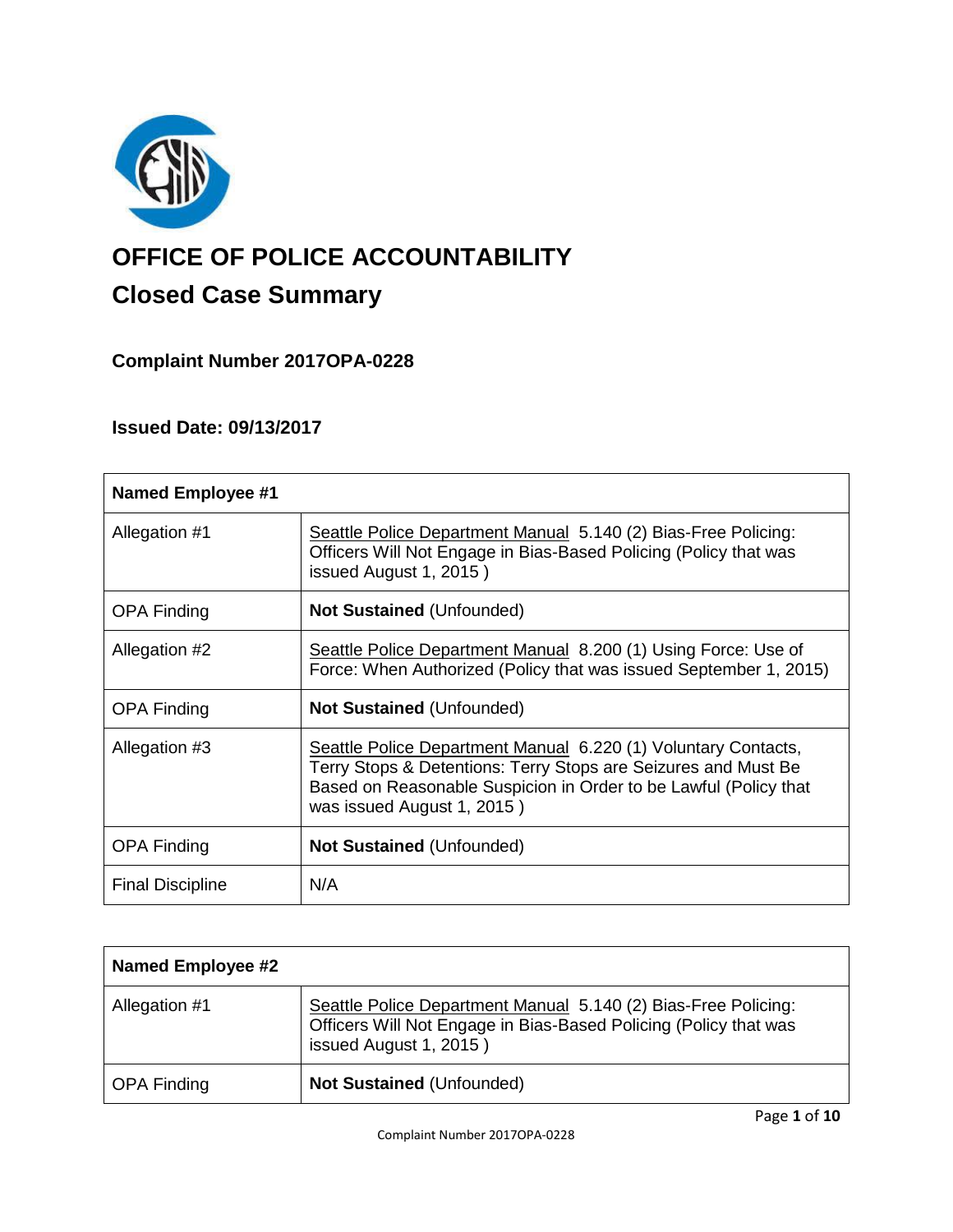# OFFICE OF POLICE ACCOUNTABILITY

## Closed Case Summary

### Complaint Number 2017OPA-0228

### Issued Date: 09/13/2017

| **Named Employee #1** | |
|---|---|
| Allegation #1 | Seattle Police Department Manual 5.140 (2) Bias-Free Policing: Officers Will Not Engage in Bias-Based Policing (Policy that was issued August 1, 2015 ) |
| OPA Finding | **Not Sustained** (Unfounded) |
| Allegation #2 | Seattle Police Department Manual 8.200 (1) Using Force: Use of Force: When Authorized (Policy that was issued September 1, 2015) |
| OPA Finding | **Not Sustained** (Unfounded) |
| Allegation #3 | Seattle Police Department Manual 6.220 (1) Voluntary Contacts, Terry Stops & Detentions: Terry Stops are Seizures and Must Be Based on Reasonable Suspicion in Order to be Lawful (Policy that was issued August 1, 2015 ) |
| OPA Finding | **Not Sustained** (Unfounded) |
| Final Discipline | N/A |

| **Named Employee #2** | |
|---|---|
| Allegation #1 | Seattle Police Department Manual 5.140 (2) Bias-Free Policing: Officers Will Not Engage in Bias-Based Policing (Policy that was issued August 1, 2015 ) |
| OPA Finding | **Not Sustained** (Unfounded) |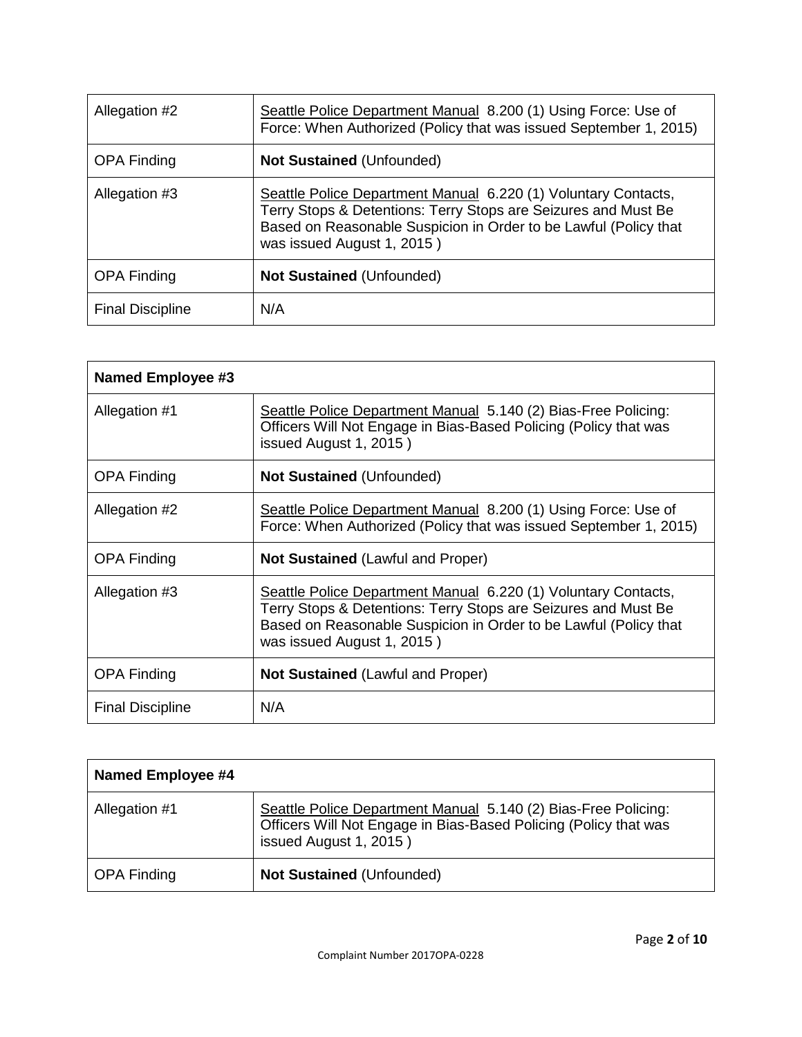| | |
|---|---|
| Allegation #2 | Seattle Police Department Manual 8.200 (1) Using Force: Use of Force: When Authorized (Policy that was issued September 1, 2015) |
| OPA Finding | **Not Sustained** (Unfounded) |
| Allegation #3 | Seattle Police Department Manual 6.220 (1) Voluntary Contacts, Terry Stops & Detentions: Terry Stops are Seizures and Must Be Based on Reasonable Suspicion in Order to be Lawful (Policy that was issued August 1, 2015 ) |
| OPA Finding | **Not Sustained** (Unfounded) |
| Final Discipline | N/A |

| **Named Employee #3** | |
|---|---|
| Allegation #1 | Seattle Police Department Manual 5.140 (2) Bias-Free Policing: Officers Will Not Engage in Bias-Based Policing (Policy that was issued August 1, 2015 ) |
| OPA Finding | **Not Sustained** (Unfounded) |
| Allegation #2 | Seattle Police Department Manual 8.200 (1) Using Force: Use of Force: When Authorized (Policy that was issued September 1, 2015) |
| OPA Finding | **Not Sustained** (Lawful and Proper) |
| Allegation #3 | Seattle Police Department Manual 6.220 (1) Voluntary Contacts, Terry Stops & Detentions: Terry Stops are Seizures and Must Be Based on Reasonable Suspicion in Order to be Lawful (Policy that was issued August 1, 2015 ) |
| OPA Finding | **Not Sustained** (Lawful and Proper) |
| Final Discipline | N/A |

| **Named Employee #4** | |
|---|---|
| Allegation #1 | Seattle Police Department Manual 5.140 (2) Bias-Free Policing: Officers Will Not Engage in Bias-Based Policing (Policy that was issued August 1, 2015 ) |
| OPA Finding | **Not Sustained** (Unfounded) |

Complaint Number 2017OPA-0228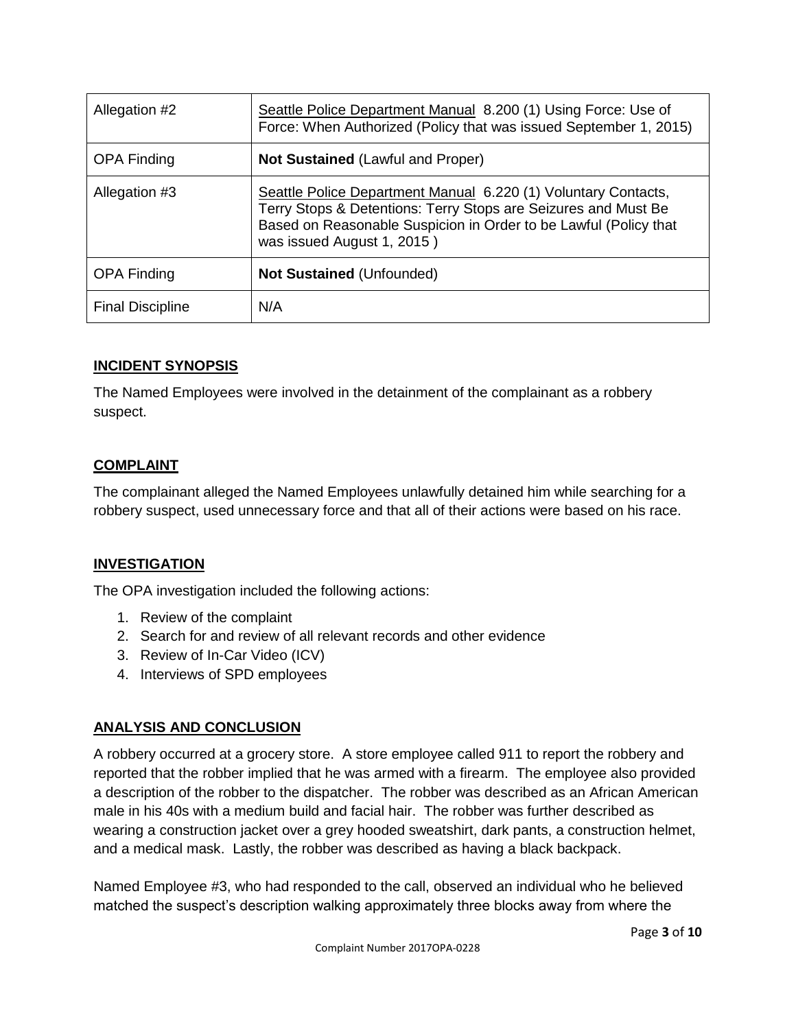| | |
|---|---|
| Allegation #2 | Seattle Police Department Manual 8.200 (1) Using Force: Use of Force: When Authorized (Policy that was issued September 1, 2015) |
| OPA Finding | **Not Sustained** (Lawful and Proper) |
| Allegation #3 | Seattle Police Department Manual 6.220 (1) Voluntary Contacts, Terry Stops & Detentions: Terry Stops are Seizures and Must Be Based on Reasonable Suspicion in Order to be Lawful (Policy that was issued August 1, 2015 ) |
| OPA Finding | **Not Sustained** (Unfounded) |
| Final Discipline | N/A |

## INCIDENT SYNOPSIS

The Named Employees were involved in the detainment of the complainant as a robbery suspect.

## COMPLAINT

The complainant alleged the Named Employees unlawfully detained him while searching for a robbery suspect, used unnecessary force and that all of their actions were based on his race.

## INVESTIGATION

The OPA investigation included the following actions:

1. Review of the complaint
2. Search for and review of all relevant records and other evidence
3. Review of In-Car Video (ICV)
4. Interviews of SPD employees

## ANALYSIS AND CONCLUSION

A robbery occurred at a grocery store. A store employee called 911 to report the robbery and reported that the robber implied that he was armed with a firearm. The employee also provided a description of the robber to the dispatcher. The robber was described as an African American male in his 40s with a medium build and facial hair. The robber was further described as wearing a construction jacket over a grey hooded sweatshirt, dark pants, a construction helmet, and a medical mask. Lastly, the robber was described as having a black backpack.

Named Employee #3, who had responded to the call, observed an individual who he believed matched the suspect's description walking approximately three blocks away from where the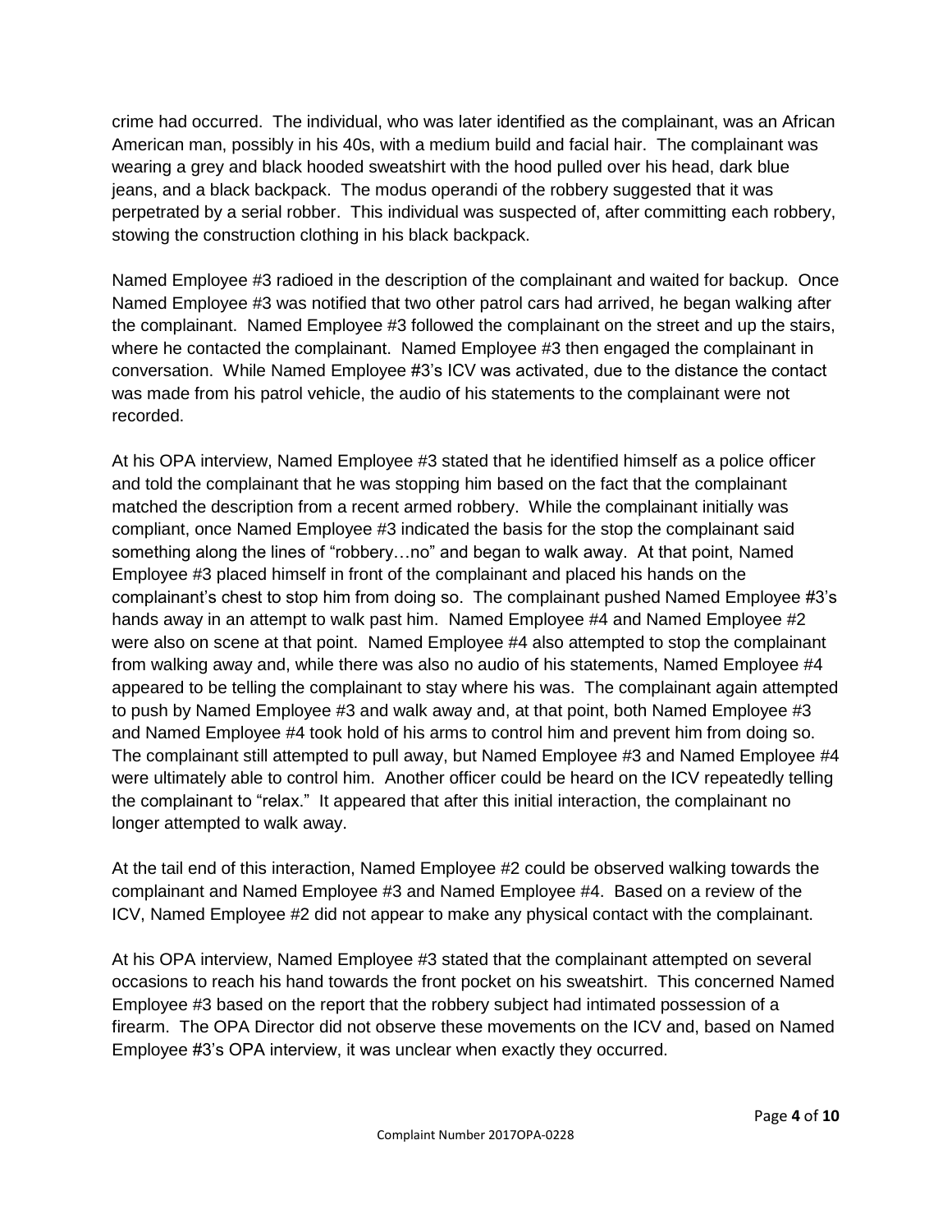crime had occurred. The individual, who was later identified as the complainant, was an African American man, possibly in his 40s, with a medium build and facial hair. The complainant was wearing a grey and black hooded sweatshirt with the hood pulled over his head, dark blue jeans, and a black backpack. The modus operandi of the robbery suggested that it was perpetrated by a serial robber. This individual was suspected of, after committing each robbery, stowing the construction clothing in his black backpack.

Named Employee #3 radioed in the description of the complainant and waited for backup. Once Named Employee #3 was notified that two other patrol cars had arrived, he began walking after the complainant. Named Employee #3 followed the complainant on the street and up the stairs, where he contacted the complainant. Named Employee #3 then engaged the complainant in conversation. While Named Employee #3's ICV was activated, due to the distance the contact was made from his patrol vehicle, the audio of his statements to the complainant were not recorded.

At his OPA interview, Named Employee #3 stated that he identified himself as a police officer and told the complainant that he was stopping him based on the fact that the complainant matched the description from a recent armed robbery. While the complainant initially was compliant, once Named Employee #3 indicated the basis for the stop the complainant said something along the lines of "robbery…no" and began to walk away. At that point, Named Employee #3 placed himself in front of the complainant and placed his hands on the complainant's chest to stop him from doing so. The complainant pushed Named Employee #3's hands away in an attempt to walk past him. Named Employee #4 and Named Employee #2 were also on scene at that point. Named Employee #4 also attempted to stop the complainant from walking away and, while there was also no audio of his statements, Named Employee #4 appeared to be telling the complainant to stay where his was. The complainant again attempted to push by Named Employee #3 and walk away and, at that point, both Named Employee #3 and Named Employee #4 took hold of his arms to control him and prevent him from doing so. The complainant still attempted to pull away, but Named Employee #3 and Named Employee #4 were ultimately able to control him. Another officer could be heard on the ICV repeatedly telling the complainant to "relax." It appeared that after this initial interaction, the complainant no longer attempted to walk away.

At the tail end of this interaction, Named Employee #2 could be observed walking towards the complainant and Named Employee #3 and Named Employee #4. Based on a review of the ICV, Named Employee #2 did not appear to make any physical contact with the complainant.

At his OPA interview, Named Employee #3 stated that the complainant attempted on several occasions to reach his hand towards the front pocket on his sweatshirt. This concerned Named Employee #3 based on the report that the robbery subject had intimated possession of a firearm. The OPA Director did not observe these movements on the ICV and, based on Named Employee #3's OPA interview, it was unclear when exactly they occurred.

Complaint Number 2017OPA-0228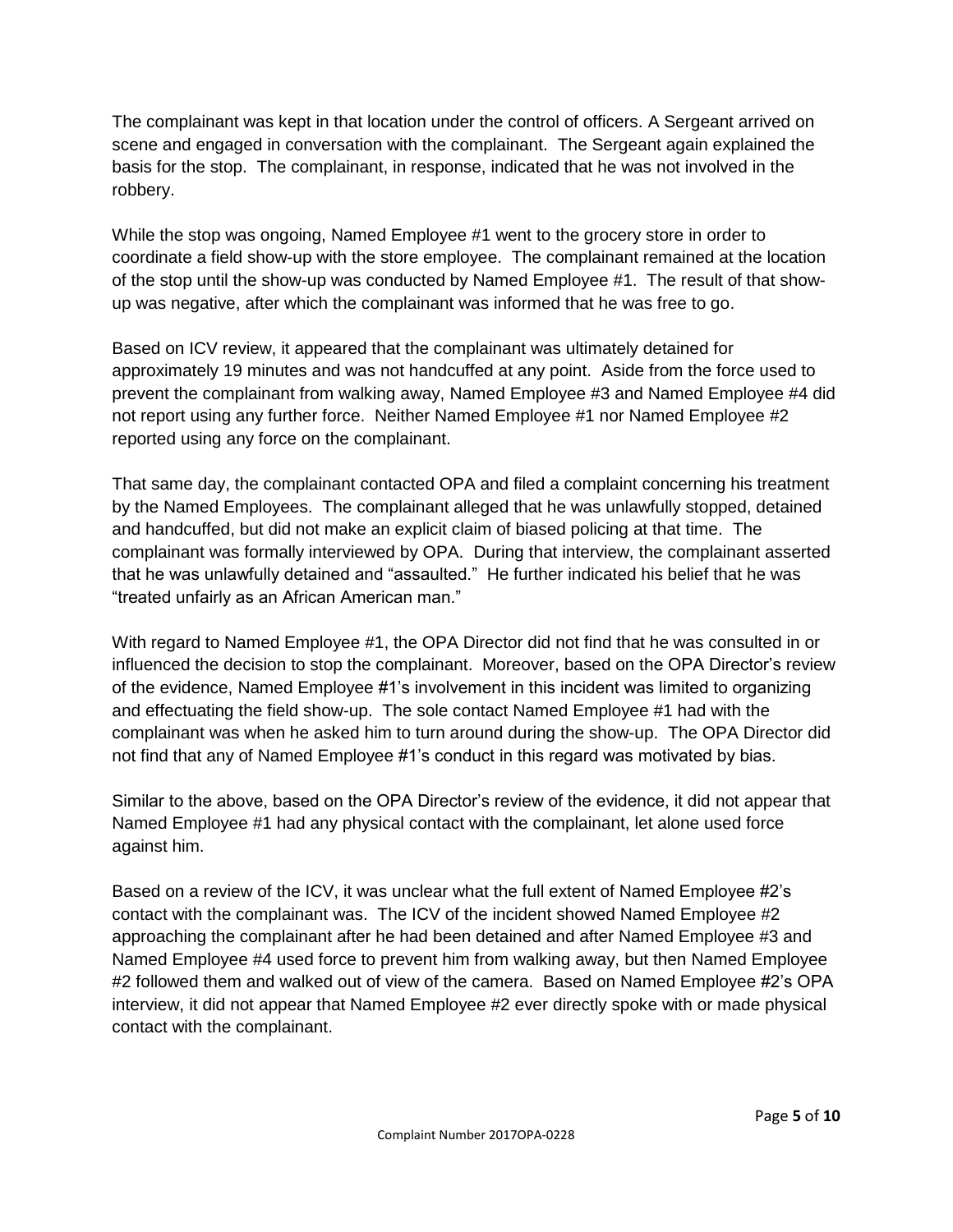The complainant was kept in that location under the control of officers. A Sergeant arrived on scene and engaged in conversation with the complainant. The Sergeant again explained the basis for the stop. The complainant, in response, indicated that he was not involved in the robbery.

While the stop was ongoing, Named Employee #1 went to the grocery store in order to coordinate a field show-up with the store employee. The complainant remained at the location of the stop until the show-up was conducted by Named Employee #1. The result of that show-up was negative, after which the complainant was informed that he was free to go.

Based on ICV review, it appeared that the complainant was ultimately detained for approximately 19 minutes and was not handcuffed at any point. Aside from the force used to prevent the complainant from walking away, Named Employee #3 and Named Employee #4 did not report using any further force. Neither Named Employee #1 nor Named Employee #2 reported using any force on the complainant.

That same day, the complainant contacted OPA and filed a complaint concerning his treatment by the Named Employees. The complainant alleged that he was unlawfully stopped, detained and handcuffed, but did not make an explicit claim of biased policing at that time. The complainant was formally interviewed by OPA. During that interview, the complainant asserted that he was unlawfully detained and "assaulted." He further indicated his belief that he was "treated unfairly as an African American man."

With regard to Named Employee #1, the OPA Director did not find that he was consulted in or influenced the decision to stop the complainant. Moreover, based on the OPA Director's review of the evidence, Named Employee #1's involvement in this incident was limited to organizing and effectuating the field show-up. The sole contact Named Employee #1 had with the complainant was when he asked him to turn around during the show-up. The OPA Director did not find that any of Named Employee #1's conduct in this regard was motivated by bias.

Similar to the above, based on the OPA Director's review of the evidence, it did not appear that Named Employee #1 had any physical contact with the complainant, let alone used force against him.

Based on a review of the ICV, it was unclear what the full extent of Named Employee #2's contact with the complainant was. The ICV of the incident showed Named Employee #2 approaching the complainant after he had been detained and after Named Employee #3 and Named Employee #4 used force to prevent him from walking away, but then Named Employee #2 followed them and walked out of view of the camera. Based on Named Employee #2's OPA interview, it did not appear that Named Employee #2 ever directly spoke with or made physical contact with the complainant.

Complaint Number 2017OPA-0228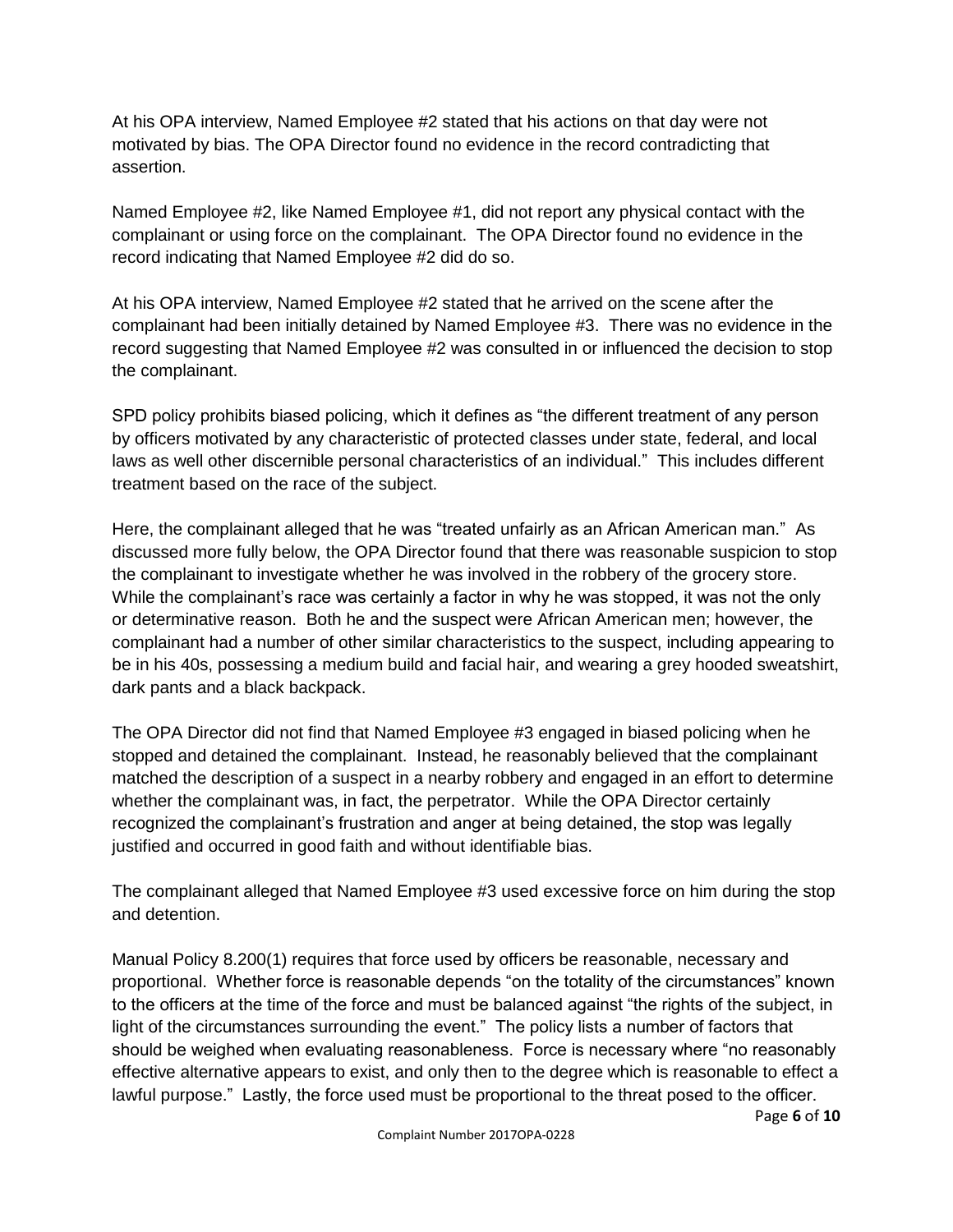At his OPA interview, Named Employee #2 stated that his actions on that day were not motivated by bias. The OPA Director found no evidence in the record contradicting that assertion.

Named Employee #2, like Named Employee #1, did not report any physical contact with the complainant or using force on the complainant. The OPA Director found no evidence in the record indicating that Named Employee #2 did do so.

At his OPA interview, Named Employee #2 stated that he arrived on the scene after the complainant had been initially detained by Named Employee #3. There was no evidence in the record suggesting that Named Employee #2 was consulted in or influenced the decision to stop the complainant.

SPD policy prohibits biased policing, which it defines as "the different treatment of any person by officers motivated by any characteristic of protected classes under state, federal, and local laws as well other discernible personal characteristics of an individual." This includes different treatment based on the race of the subject.

Here, the complainant alleged that he was "treated unfairly as an African American man." As discussed more fully below, the OPA Director found that there was reasonable suspicion to stop the complainant to investigate whether he was involved in the robbery of the grocery store. While the complainant's race was certainly a factor in why he was stopped, it was not the only or determinative reason. Both he and the suspect were African American men; however, the complainant had a number of other similar characteristics to the suspect, including appearing to be in his 40s, possessing a medium build and facial hair, and wearing a grey hooded sweatshirt, dark pants and a black backpack.

The OPA Director did not find that Named Employee #3 engaged in biased policing when he stopped and detained the complainant. Instead, he reasonably believed that the complainant matched the description of a suspect in a nearby robbery and engaged in an effort to determine whether the complainant was, in fact, the perpetrator. While the OPA Director certainly recognized the complainant's frustration and anger at being detained, the stop was legally justified and occurred in good faith and without identifiable bias.

The complainant alleged that Named Employee #3 used excessive force on him during the stop and detention.

Manual Policy 8.200(1) requires that force used by officers be reasonable, necessary and proportional. Whether force is reasonable depends "on the totality of the circumstances" known to the officers at the time of the force and must be balanced against "the rights of the subject, in light of the circumstances surrounding the event." The policy lists a number of factors that should be weighed when evaluating reasonableness. Force is necessary where "no reasonably effective alternative appears to exist, and only then to the degree which is reasonable to effect a lawful purpose." Lastly, the force used must be proportional to the threat posed to the officer.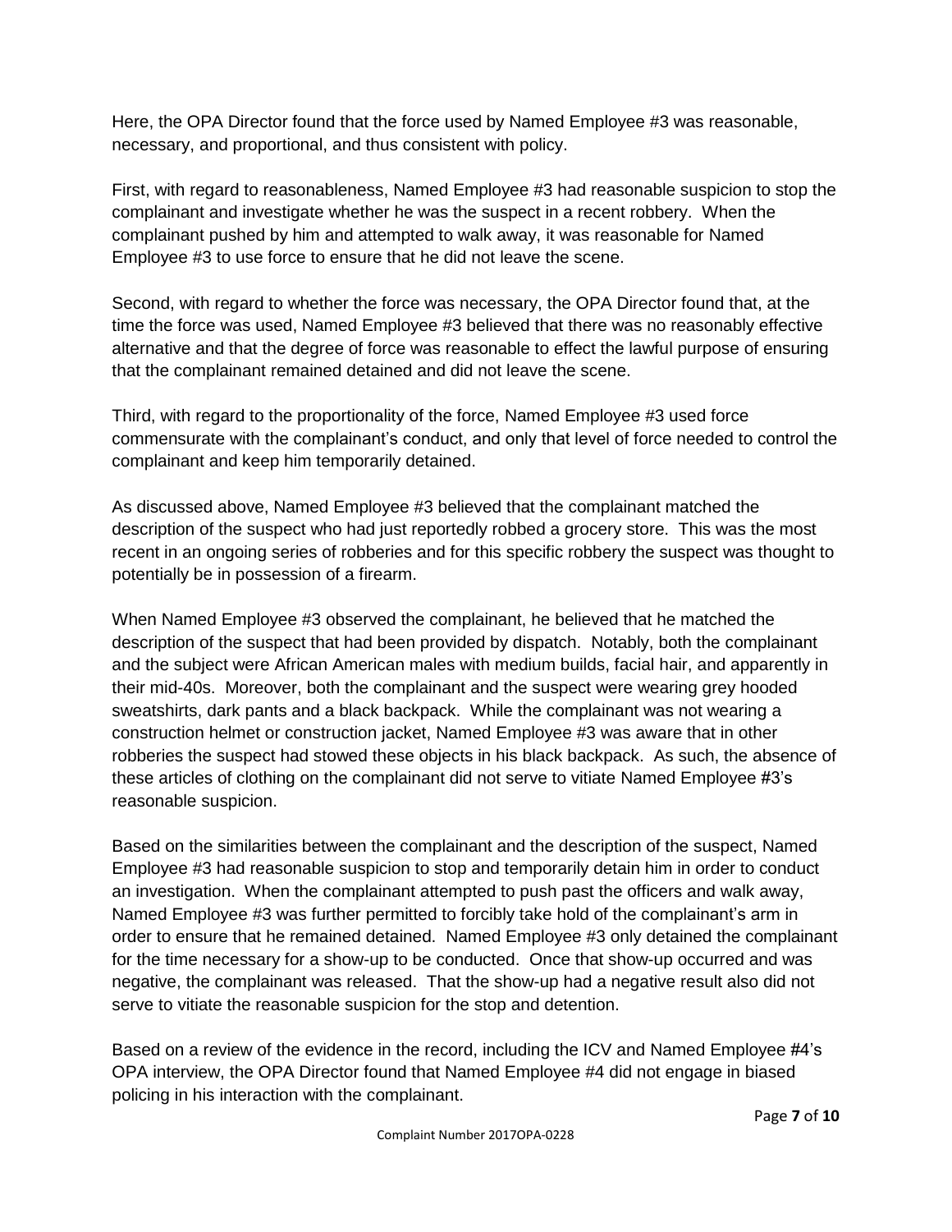Here, the OPA Director found that the force used by Named Employee #3 was reasonable, necessary, and proportional, and thus consistent with policy.

First, with regard to reasonableness, Named Employee #3 had reasonable suspicion to stop the complainant and investigate whether he was the suspect in a recent robbery. When the complainant pushed by him and attempted to walk away, it was reasonable for Named Employee #3 to use force to ensure that he did not leave the scene.

Second, with regard to whether the force was necessary, the OPA Director found that, at the time the force was used, Named Employee #3 believed that there was no reasonably effective alternative and that the degree of force was reasonable to effect the lawful purpose of ensuring that the complainant remained detained and did not leave the scene.

Third, with regard to the proportionality of the force, Named Employee #3 used force commensurate with the complainant's conduct, and only that level of force needed to control the complainant and keep him temporarily detained.

As discussed above, Named Employee #3 believed that the complainant matched the description of the suspect who had just reportedly robbed a grocery store. This was the most recent in an ongoing series of robberies and for this specific robbery the suspect was thought to potentially be in possession of a firearm.

When Named Employee #3 observed the complainant, he believed that he matched the description of the suspect that had been provided by dispatch. Notably, both the complainant and the subject were African American males with medium builds, facial hair, and apparently in their mid-40s. Moreover, both the complainant and the suspect were wearing grey hooded sweatshirts, dark pants and a black backpack. While the complainant was not wearing a construction helmet or construction jacket, Named Employee #3 was aware that in other robberies the suspect had stowed these objects in his black backpack. As such, the absence of these articles of clothing on the complainant did not serve to vitiate Named Employee #3's reasonable suspicion.

Based on the similarities between the complainant and the description of the suspect, Named Employee #3 had reasonable suspicion to stop and temporarily detain him in order to conduct an investigation. When the complainant attempted to push past the officers and walk away, Named Employee #3 was further permitted to forcibly take hold of the complainant's arm in order to ensure that he remained detained. Named Employee #3 only detained the complainant for the time necessary for a show-up to be conducted. Once that show-up occurred and was negative, the complainant was released. That the show-up had a negative result also did not serve to vitiate the reasonable suspicion for the stop and detention.

Based on a review of the evidence in the record, including the ICV and Named Employee #4's OPA interview, the OPA Director found that Named Employee #4 did not engage in biased policing in his interaction with the complainant.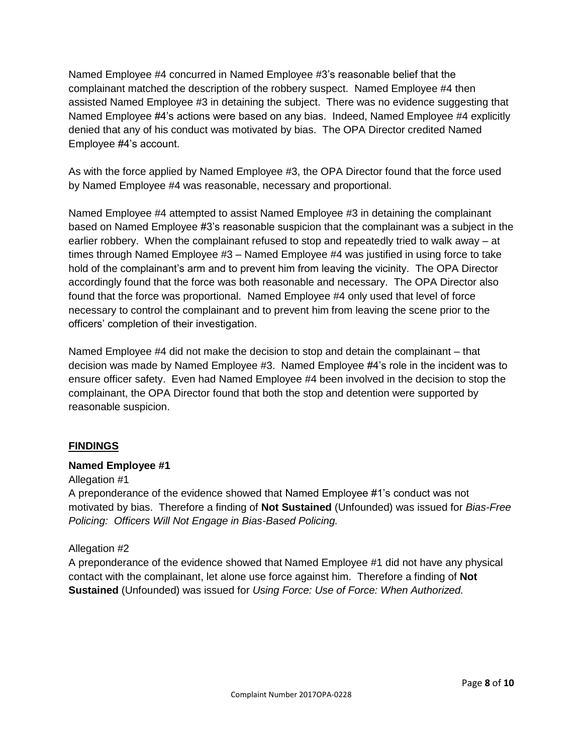Named Employee #4 concurred in Named Employee #3's reasonable belief that the complainant matched the description of the robbery suspect. Named Employee #4 then assisted Named Employee #3 in detaining the subject. There was no evidence suggesting that Named Employee #4's actions were based on any bias. Indeed, Named Employee #4 explicitly denied that any of his conduct was motivated by bias. The OPA Director credited Named Employee #4's account.

As with the force applied by Named Employee #3, the OPA Director found that the force used by Named Employee #4 was reasonable, necessary and proportional.

Named Employee #4 attempted to assist Named Employee #3 in detaining the complainant based on Named Employee #3's reasonable suspicion that the complainant was a subject in the earlier robbery. When the complainant refused to stop and repeatedly tried to walk away – at times through Named Employee #3 – Named Employee #4 was justified in using force to take hold of the complainant's arm and to prevent him from leaving the vicinity. The OPA Director accordingly found that the force was both reasonable and necessary. The OPA Director also found that the force was proportional. Named Employee #4 only used that level of force necessary to control the complainant and to prevent him from leaving the scene prior to the officers' completion of their investigation.

Named Employee #4 did not make the decision to stop and detain the complainant – that decision was made by Named Employee #3. Named Employee #4's role in the incident was to ensure officer safety. Even had Named Employee #4 been involved in the decision to stop the complainant, the OPA Director found that both the stop and detention were supported by reasonable suspicion.

## FINDINGS

### Named Employee #1

Allegation #1
A preponderance of the evidence showed that Named Employee #1's conduct was not motivated by bias. Therefore a finding of **Not Sustained** (Unfounded) was issued for *Bias-Free Policing: Officers Will Not Engage in Bias-Based Policing.*

Allegation #2
A preponderance of the evidence showed that Named Employee #1 did not have any physical contact with the complainant, let alone use force against him. Therefore a finding of **Not Sustained** (Unfounded) was issued for *Using Force: Use of Force: When Authorized.*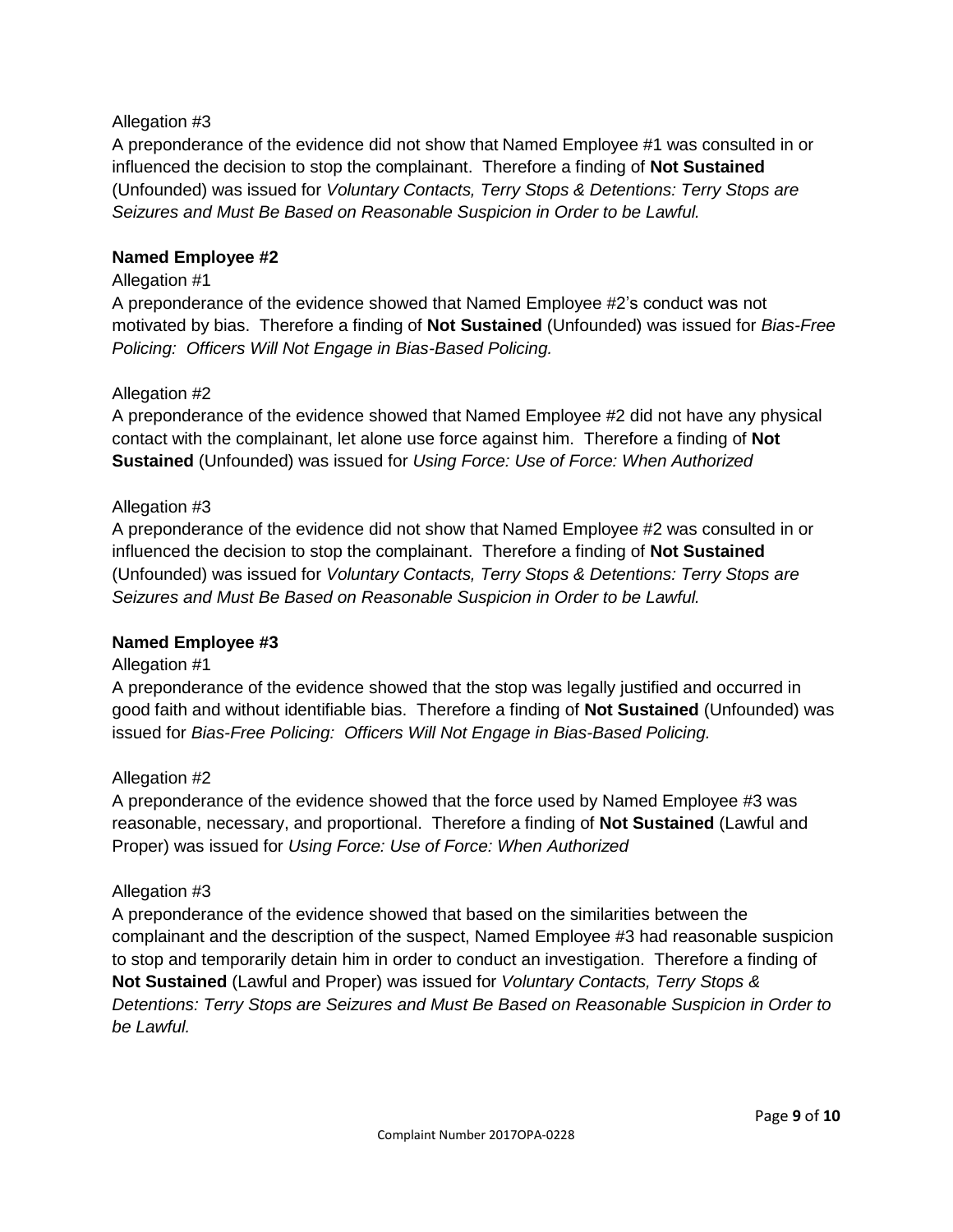Allegation #3

A preponderance of the evidence did not show that Named Employee #1 was consulted in or influenced the decision to stop the complainant. Therefore a finding of **Not Sustained** (Unfounded) was issued for *Voluntary Contacts, Terry Stops & Detentions: Terry Stops are Seizures and Must Be Based on Reasonable Suspicion in Order to be Lawful.*

**Named Employee #2**

Allegation #1

A preponderance of the evidence showed that Named Employee #2's conduct was not motivated by bias. Therefore a finding of **Not Sustained** (Unfounded) was issued for *Bias-Free Policing: Officers Will Not Engage in Bias-Based Policing.*

Allegation #2

A preponderance of the evidence showed that Named Employee #2 did not have any physical contact with the complainant, let alone use force against him. Therefore a finding of **Not Sustained** (Unfounded) was issued for *Using Force: Use of Force: When Authorized*

Allegation #3

A preponderance of the evidence did not show that Named Employee #2 was consulted in or influenced the decision to stop the complainant. Therefore a finding of **Not Sustained** (Unfounded) was issued for *Voluntary Contacts, Terry Stops & Detentions: Terry Stops are Seizures and Must Be Based on Reasonable Suspicion in Order to be Lawful.*

**Named Employee #3**

Allegation #1

A preponderance of the evidence showed that the stop was legally justified and occurred in good faith and without identifiable bias. Therefore a finding of **Not Sustained** (Unfounded) was issued for *Bias-Free Policing: Officers Will Not Engage in Bias-Based Policing.*

Allegation #2

A preponderance of the evidence showed that the force used by Named Employee #3 was reasonable, necessary, and proportional. Therefore a finding of **Not Sustained** (Lawful and Proper) was issued for *Using Force: Use of Force: When Authorized*

Allegation #3

A preponderance of the evidence showed that based on the similarities between the complainant and the description of the suspect, Named Employee #3 had reasonable suspicion to stop and temporarily detain him in order to conduct an investigation. Therefore a finding of **Not Sustained** (Lawful and Proper) was issued for *Voluntary Contacts, Terry Stops & Detentions: Terry Stops are Seizures and Must Be Based on Reasonable Suspicion in Order to be Lawful.*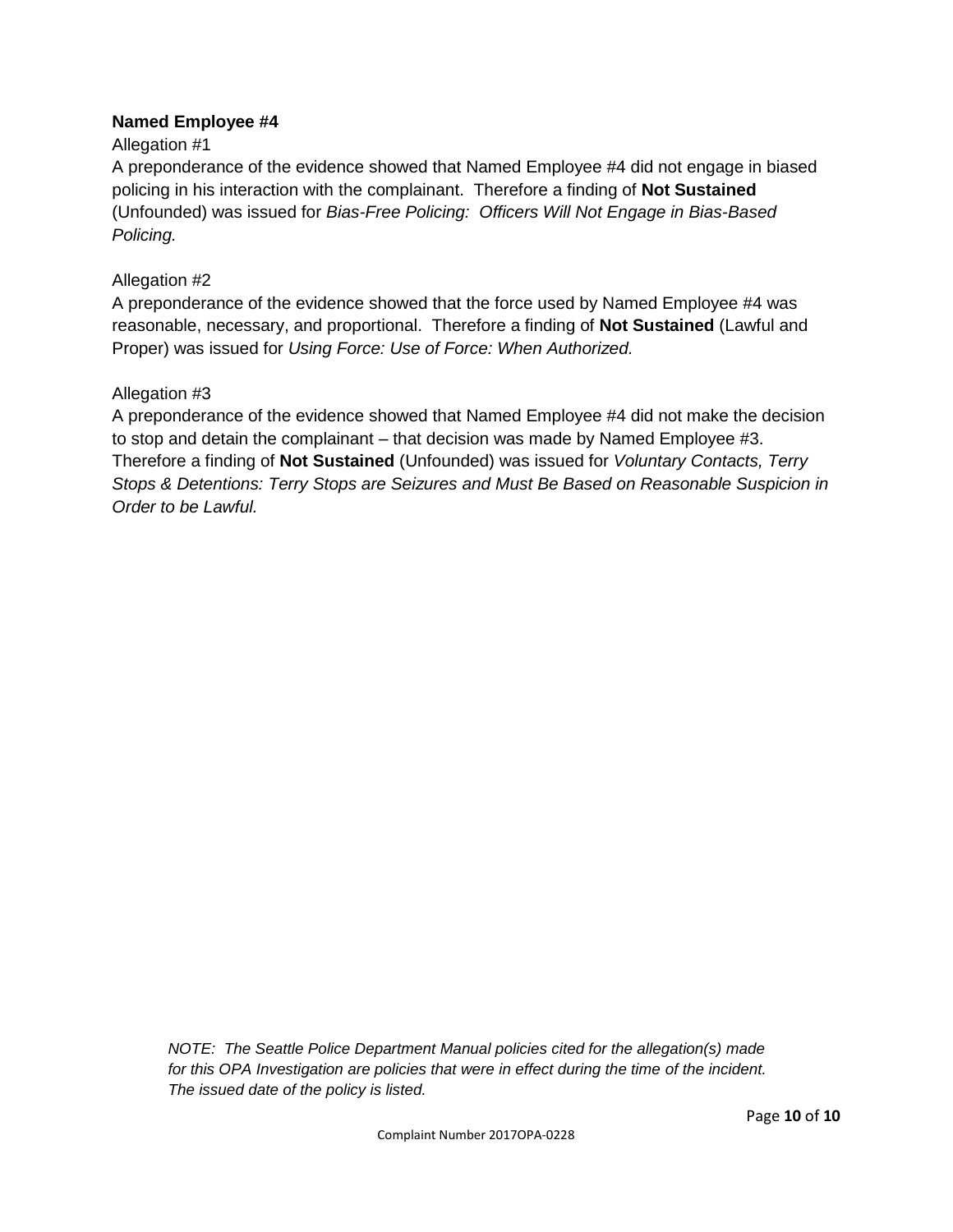**Named Employee #4**

Allegation #1

A preponderance of the evidence showed that Named Employee #4 did not engage in biased policing in his interaction with the complainant. Therefore a finding of **Not Sustained** (Unfounded) was issued for *Bias-Free Policing: Officers Will Not Engage in Bias-Based Policing.*

Allegation #2

A preponderance of the evidence showed that the force used by Named Employee #4 was reasonable, necessary, and proportional. Therefore a finding of **Not Sustained** (Lawful and Proper) was issued for *Using Force: Use of Force: When Authorized.*

Allegation #3

A preponderance of the evidence showed that Named Employee #4 did not make the decision to stop and detain the complainant – that decision was made by Named Employee #3. Therefore a finding of **Not Sustained** (Unfounded) was issued for *Voluntary Contacts, Terry Stops & Detentions: Terry Stops are Seizures and Must Be Based on Reasonable Suspicion in Order to be Lawful.*

*NOTE: The Seattle Police Department Manual policies cited for the allegation(s) made for this OPA Investigation are policies that were in effect during the time of the incident. The issued date of the policy is listed.*